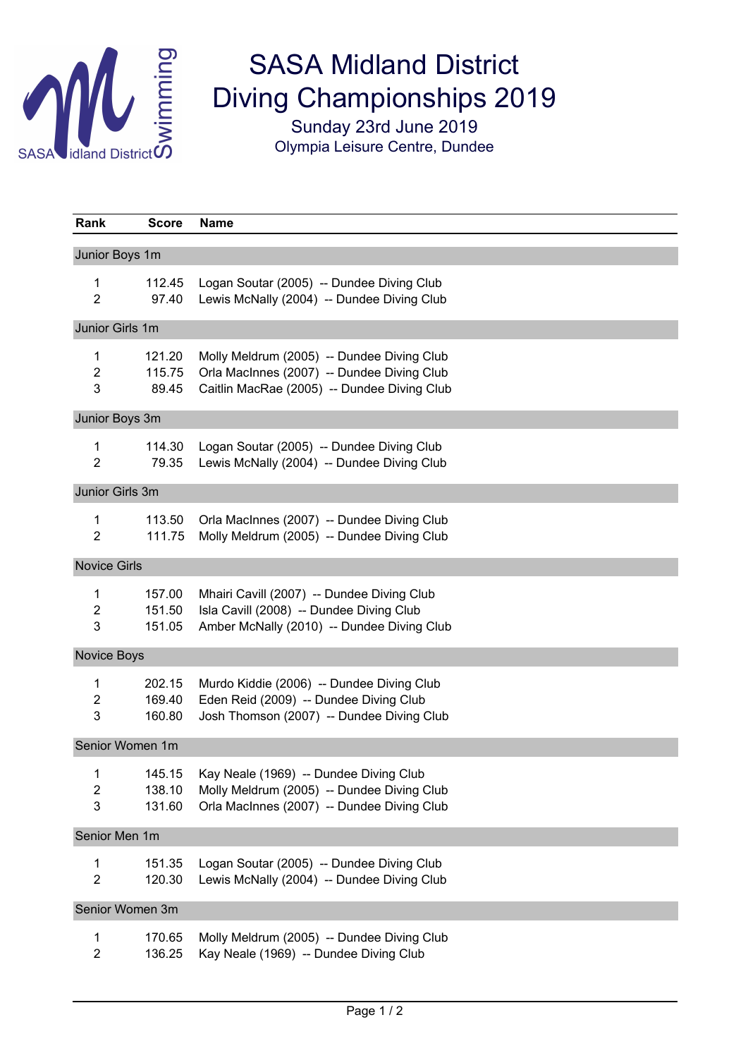# SASA Midland District Diving Championships 2019

Sunday 23rd June 2019
Olympia Leisure Centre, Dundee

| Rank | Score | Name |
|---|---|---|
| **Junior Boys 1m** | | |
| 1 | 112.45 | Logan Soutar (2005) -- Dundee Diving Club |
| 2 | 97.40 | Lewis McNally (2004) -- Dundee Diving Club |
| **Junior Girls 1m** | | |
| 1 | 121.20 | Molly Meldrum (2005) -- Dundee Diving Club |
| 2 | 115.75 | Orla MacInnes (2007) -- Dundee Diving Club |
| 3 | 89.45 | Caitlin MacRae (2005) -- Dundee Diving Club |
| **Junior Boys 3m** | | |
| 1 | 114.30 | Logan Soutar (2005) -- Dundee Diving Club |
| 2 | 79.35 | Lewis McNally (2004) -- Dundee Diving Club |
| **Junior Girls 3m** | | |
| 1 | 113.50 | Orla MacInnes (2007) -- Dundee Diving Club |
| 2 | 111.75 | Molly Meldrum (2005) -- Dundee Diving Club |
| **Novice Girls** | | |
| 1 | 157.00 | Mhairi Cavill (2007) -- Dundee Diving Club |
| 2 | 151.50 | Isla Cavill (2008) -- Dundee Diving Club |
| 3 | 151.05 | Amber McNally (2010) -- Dundee Diving Club |
| **Novice Boys** | | |
| 1 | 202.15 | Murdo Kiddie (2006) -- Dundee Diving Club |
| 2 | 169.40 | Eden Reid (2009) -- Dundee Diving Club |
| 3 | 160.80 | Josh Thomson (2007) -- Dundee Diving Club |
| **Senior Women 1m** | | |
| 1 | 145.15 | Kay Neale (1969) -- Dundee Diving Club |
| 2 | 138.10 | Molly Meldrum (2005) -- Dundee Diving Club |
| 3 | 131.60 | Orla MacInnes (2007) -- Dundee Diving Club |
| **Senior Men 1m** | | |
| 1 | 151.35 | Logan Soutar (2005) -- Dundee Diving Club |
| 2 | 120.30 | Lewis McNally (2004) -- Dundee Diving Club |
| **Senior Women 3m** | | |
| 1 | 170.65 | Molly Meldrum (2005) -- Dundee Diving Club |
| 2 | 136.25 | Kay Neale (1969) -- Dundee Diving Club |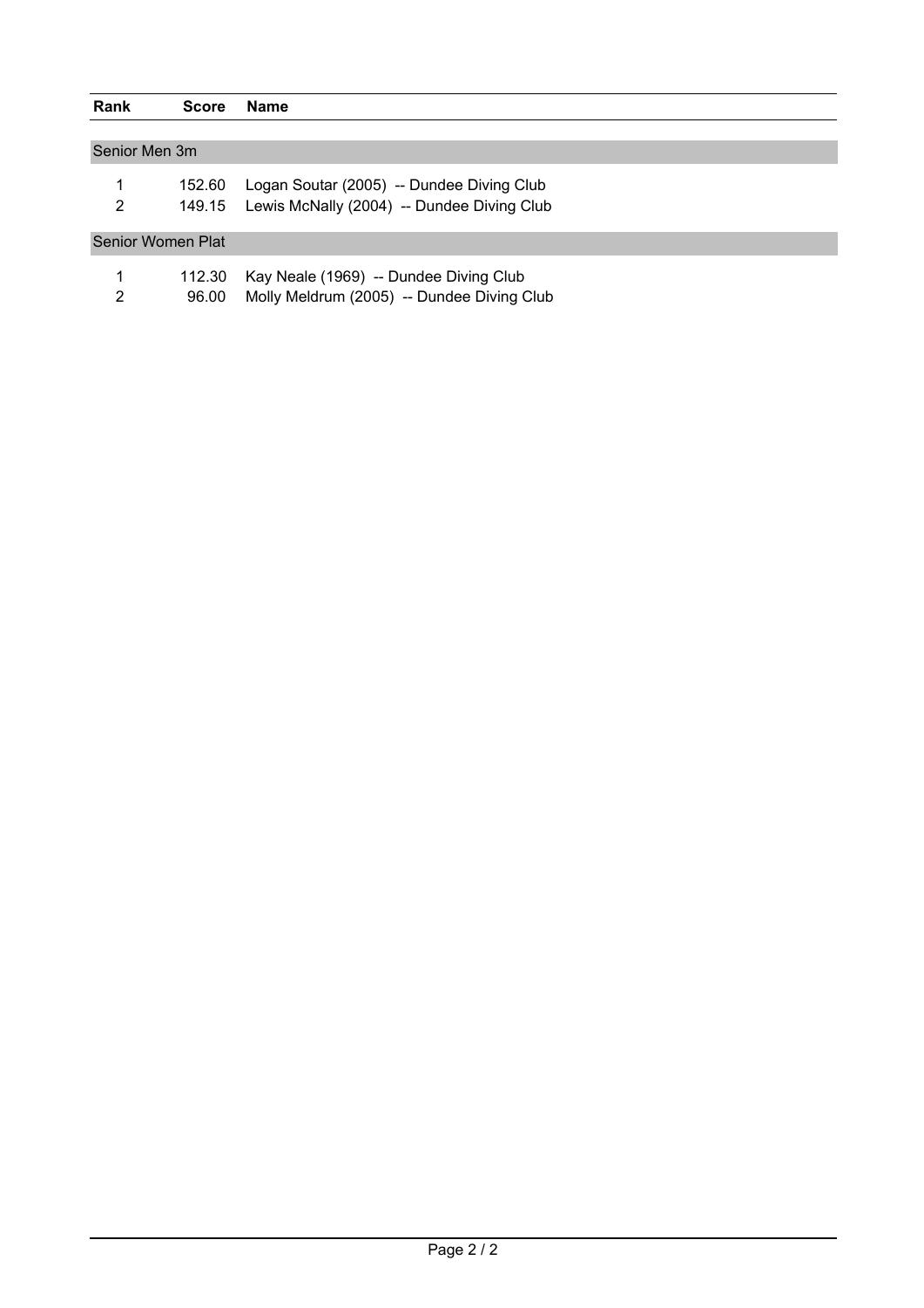| Rank | Score | Name |
|---|---|---|
| **Senior Men 3m** | | |
| 1 | 152.60 | Logan Soutar (2005) -- Dundee Diving Club |
| 2 | 149.15 | Lewis McNally (2004) -- Dundee Diving Club |
| **Senior Women Plat** | | |
| 1 | 112.30 | Kay Neale (1969) -- Dundee Diving Club |
| 2 | 96.00 | Molly Meldrum (2005) -- Dundee Diving Club |